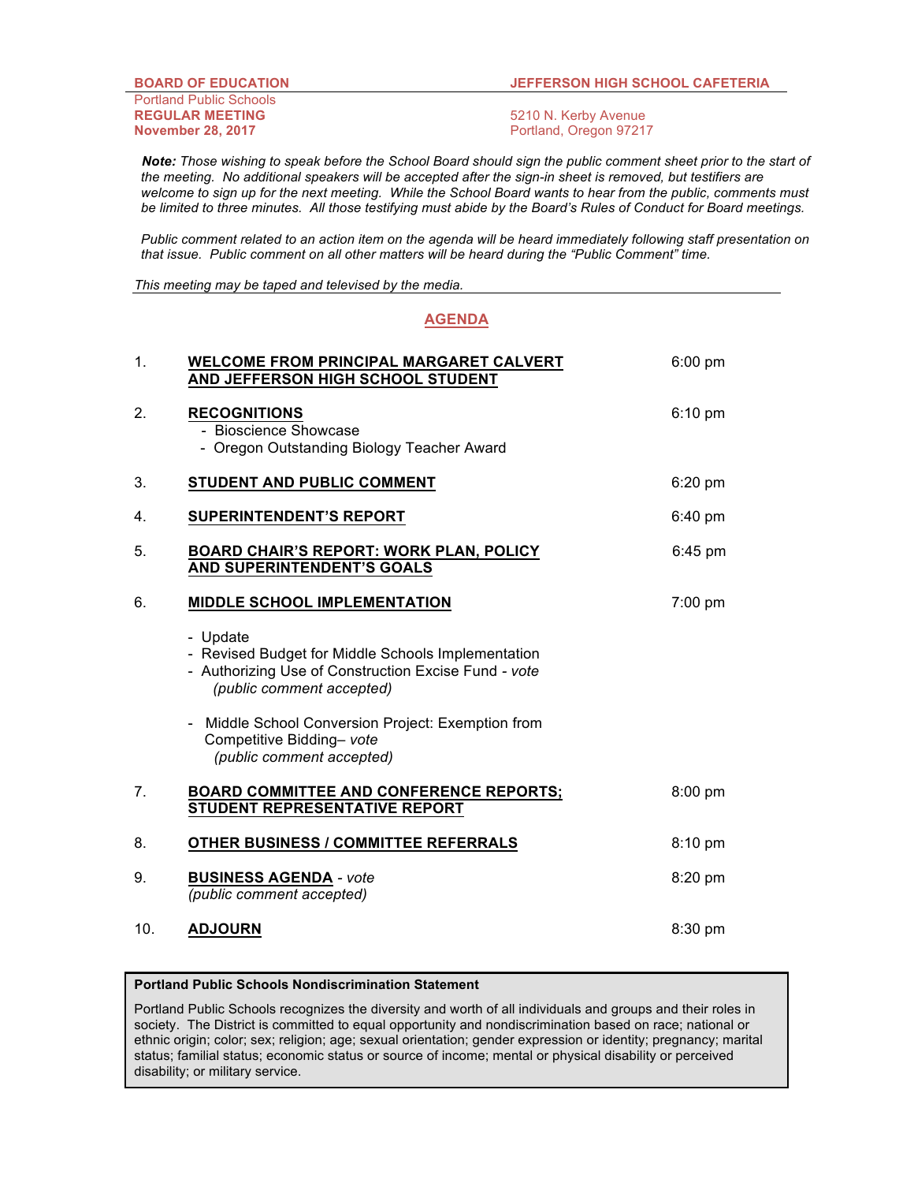**BOARD OF EDUCATION**
Portland Public Schools
**REGULAR MEETING**
**November 28, 2017**

**JEFFERSON HIGH SCHOOL CAFETERIA**

5210 N. Kerby Avenue
Portland, Oregon 97217

***Note:*** *Those wishing to speak before the School Board should sign the public comment sheet prior to the start of the meeting. No additional speakers will be accepted after the sign-in sheet is removed, but testifiers are welcome to sign up for the next meeting. While the School Board wants to hear from the public, comments must be limited to three minutes. All those testifying must abide by the Board's Rules of Conduct for Board meetings.*

*Public comment related to an action item on the agenda will be heard immediately following staff presentation on that issue. Public comment on all other matters will be heard during the "Public Comment" time.*

*This meeting may be taped and televised by the media.*

## AGENDA

| | | |
|---|---|---|
| 1. | **WELCOME FROM PRINCIPAL MARGARET CALVERT AND JEFFERSON HIGH SCHOOL STUDENT** | 6:00 pm |
| 2. | **RECOGNITIONS**<br>- Bioscience Showcase<br>- Oregon Outstanding Biology Teacher Award | 6:10 pm |
| 3. | **STUDENT AND PUBLIC COMMENT** | 6:20 pm |
| 4. | **SUPERINTENDENT'S REPORT** | 6:40 pm |
| 5. | **BOARD CHAIR'S REPORT: WORK PLAN, POLICY AND SUPERINTENDENT'S GOALS** | 6:45 pm |
| 6. | **MIDDLE SCHOOL IMPLEMENTATION**<br>- Update<br>- Revised Budget for Middle Schools Implementation<br>- Authorizing Use of Construction Excise Fund - *vote* *(public comment accepted)*<br>- Middle School Conversion Project: Exemption from Competitive Bidding– *vote* *(public comment accepted)* | 7:00 pm |
| 7. | **BOARD COMMITTEE AND CONFERENCE REPORTS; STUDENT REPRESENTATIVE REPORT** | 8:00 pm |
| 8. | **OTHER BUSINESS / COMMITTEE REFERRALS** | 8:10 pm |
| 9. | **BUSINESS AGENDA** - *vote* *(public comment accepted)* | 8:20 pm |
| 10. | **ADJOURN** | 8:30 pm |

**Portland Public Schools Nondiscrimination Statement**

Portland Public Schools recognizes the diversity and worth of all individuals and groups and their roles in society. The District is committed to equal opportunity and nondiscrimination based on race; national or ethnic origin; color; sex; religion; age; sexual orientation; gender expression or identity; pregnancy; marital status; familial status; economic status or source of income; mental or physical disability or perceived disability; or military service.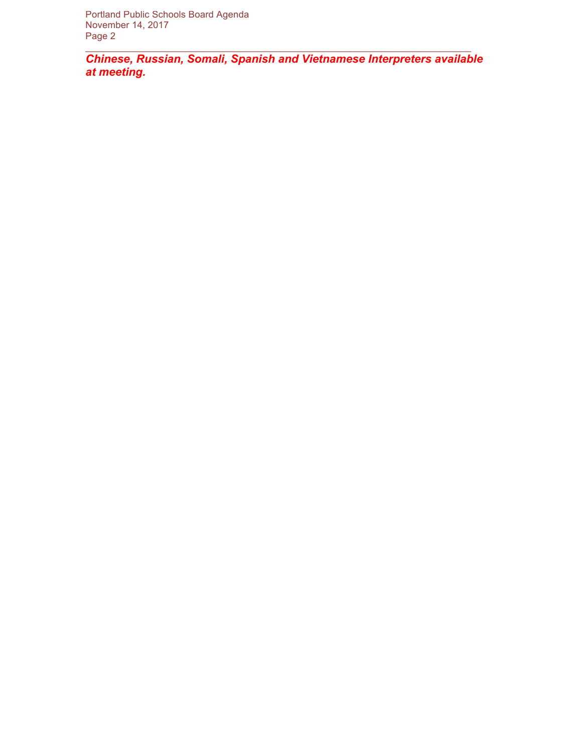***Chinese, Russian, Somali, Spanish and Vietnamese Interpreters available at meeting.***